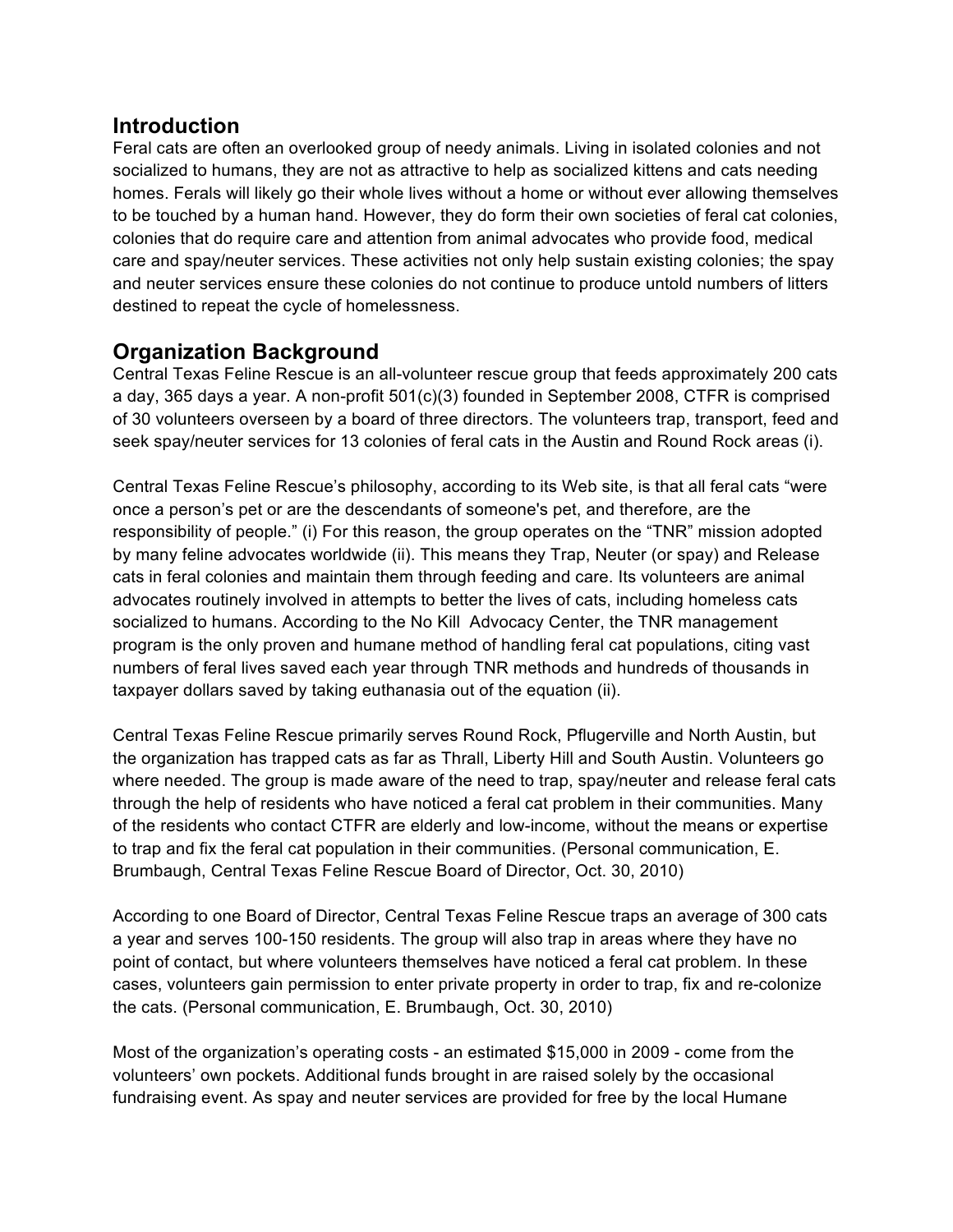## Introduction

Feral cats are often an overlooked group of needy animals. Living in isolated colonies and not socialized to humans, they are not as attractive to help as socialized kittens and cats needing homes. Ferals will likely go their whole lives without a home or without ever allowing themselves to be touched by a human hand. However, they do form their own societies of feral cat colonies, colonies that do require care and attention from animal advocates who provide food, medical care and spay/neuter services. These activities not only help sustain existing colonies; the spay and neuter services ensure these colonies do not continue to produce untold numbers of litters destined to repeat the cycle of homelessness.

## Organization Background

Central Texas Feline Rescue is an all-volunteer rescue group that feeds approximately 200 cats a day, 365 days a year. A non-profit 501(c)(3) founded in September 2008, CTFR is comprised of 30 volunteers overseen by a board of three directors. The volunteers trap, transport, feed and seek spay/neuter services for 13 colonies of feral cats in the Austin and Round Rock areas (i).

Central Texas Feline Rescue's philosophy, according to its Web site, is that all feral cats "were once a person's pet or are the descendants of someone's pet, and therefore, are the responsibility of people." (i) For this reason, the group operates on the "TNR" mission adopted by many feline advocates worldwide (ii). This means they Trap, Neuter (or spay) and Release cats in feral colonies and maintain them through feeding and care. Its volunteers are animal advocates routinely involved in attempts to better the lives of cats, including homeless cats socialized to humans. According to the No Kill Advocacy Center, the TNR management program is the only proven and humane method of handling feral cat populations, citing vast numbers of feral lives saved each year through TNR methods and hundreds of thousands in taxpayer dollars saved by taking euthanasia out of the equation (ii).

Central Texas Feline Rescue primarily serves Round Rock, Pflugerville and North Austin, but the organization has trapped cats as far as Thrall, Liberty Hill and South Austin. Volunteers go where needed. The group is made aware of the need to trap, spay/neuter and release feral cats through the help of residents who have noticed a feral cat problem in their communities. Many of the residents who contact CTFR are elderly and low-income, without the means or expertise to trap and fix the feral cat population in their communities. (Personal communication, E. Brumbaugh, Central Texas Feline Rescue Board of Director, Oct. 30, 2010)

According to one Board of Director, Central Texas Feline Rescue traps an average of 300 cats a year and serves 100-150 residents. The group will also trap in areas where they have no point of contact, but where volunteers themselves have noticed a feral cat problem. In these cases, volunteers gain permission to enter private property in order to trap, fix and re-colonize the cats. (Personal communication, E. Brumbaugh, Oct. 30, 2010)

Most of the organization's operating costs - an estimated $15,000 in 2009 - come from the volunteers' own pockets. Additional funds brought in are raised solely by the occasional fundraising event. As spay and neuter services are provided for free by the local Humane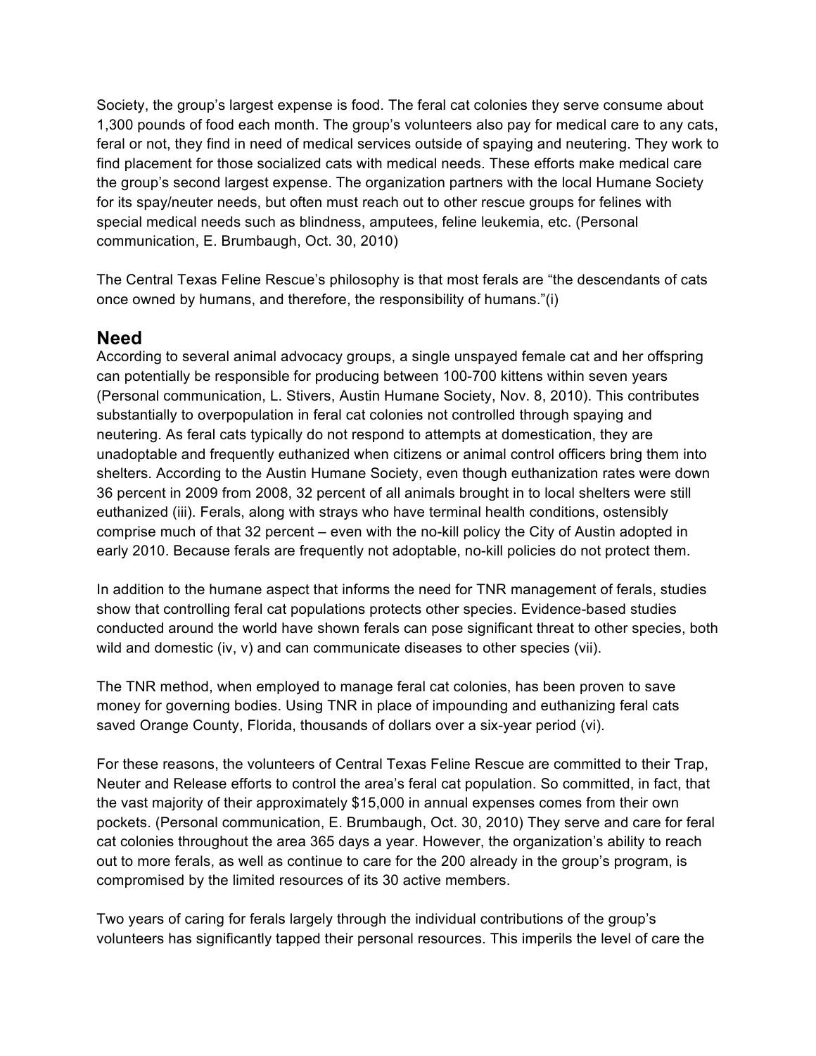Society, the group's largest expense is food. The feral cat colonies they serve consume about 1,300 pounds of food each month. The group's volunteers also pay for medical care to any cats, feral or not, they find in need of medical services outside of spaying and neutering. They work to find placement for those socialized cats with medical needs. These efforts make medical care the group's second largest expense. The organization partners with the local Humane Society for its spay/neuter needs, but often must reach out to other rescue groups for felines with special medical needs such as blindness, amputees, feline leukemia, etc. (Personal communication, E. Brumbaugh, Oct. 30, 2010)

The Central Texas Feline Rescue's philosophy is that most ferals are "the descendants of cats once owned by humans, and therefore, the responsibility of humans."(i)

## Need

According to several animal advocacy groups, a single unspayed female cat and her offspring can potentially be responsible for producing between 100-700 kittens within seven years (Personal communication, L. Stivers, Austin Humane Society, Nov. 8, 2010). This contributes substantially to overpopulation in feral cat colonies not controlled through spaying and neutering. As feral cats typically do not respond to attempts at domestication, they are unadoptable and frequently euthanized when citizens or animal control officers bring them into shelters. According to the Austin Humane Society, even though euthanization rates were down 36 percent in 2009 from 2008, 32 percent of all animals brought in to local shelters were still euthanized (iii). Ferals, along with strays who have terminal health conditions, ostensibly comprise much of that 32 percent – even with the no-kill policy the City of Austin adopted in early 2010. Because ferals are frequently not adoptable, no-kill policies do not protect them.

In addition to the humane aspect that informs the need for TNR management of ferals, studies show that controlling feral cat populations protects other species. Evidence-based studies conducted around the world have shown ferals can pose significant threat to other species, both wild and domestic (iv, v) and can communicate diseases to other species (vii).

The TNR method, when employed to manage feral cat colonies, has been proven to save money for governing bodies. Using TNR in place of impounding and euthanizing feral cats saved Orange County, Florida, thousands of dollars over a six-year period (vi).

For these reasons, the volunteers of Central Texas Feline Rescue are committed to their Trap, Neuter and Release efforts to control the area's feral cat population. So committed, in fact, that the vast majority of their approximately $15,000 in annual expenses comes from their own pockets. (Personal communication, E. Brumbaugh, Oct. 30, 2010) They serve and care for feral cat colonies throughout the area 365 days a year. However, the organization's ability to reach out to more ferals, as well as continue to care for the 200 already in the group's program, is compromised by the limited resources of its 30 active members.

Two years of caring for ferals largely through the individual contributions of the group's volunteers has significantly tapped their personal resources. This imperils the level of care the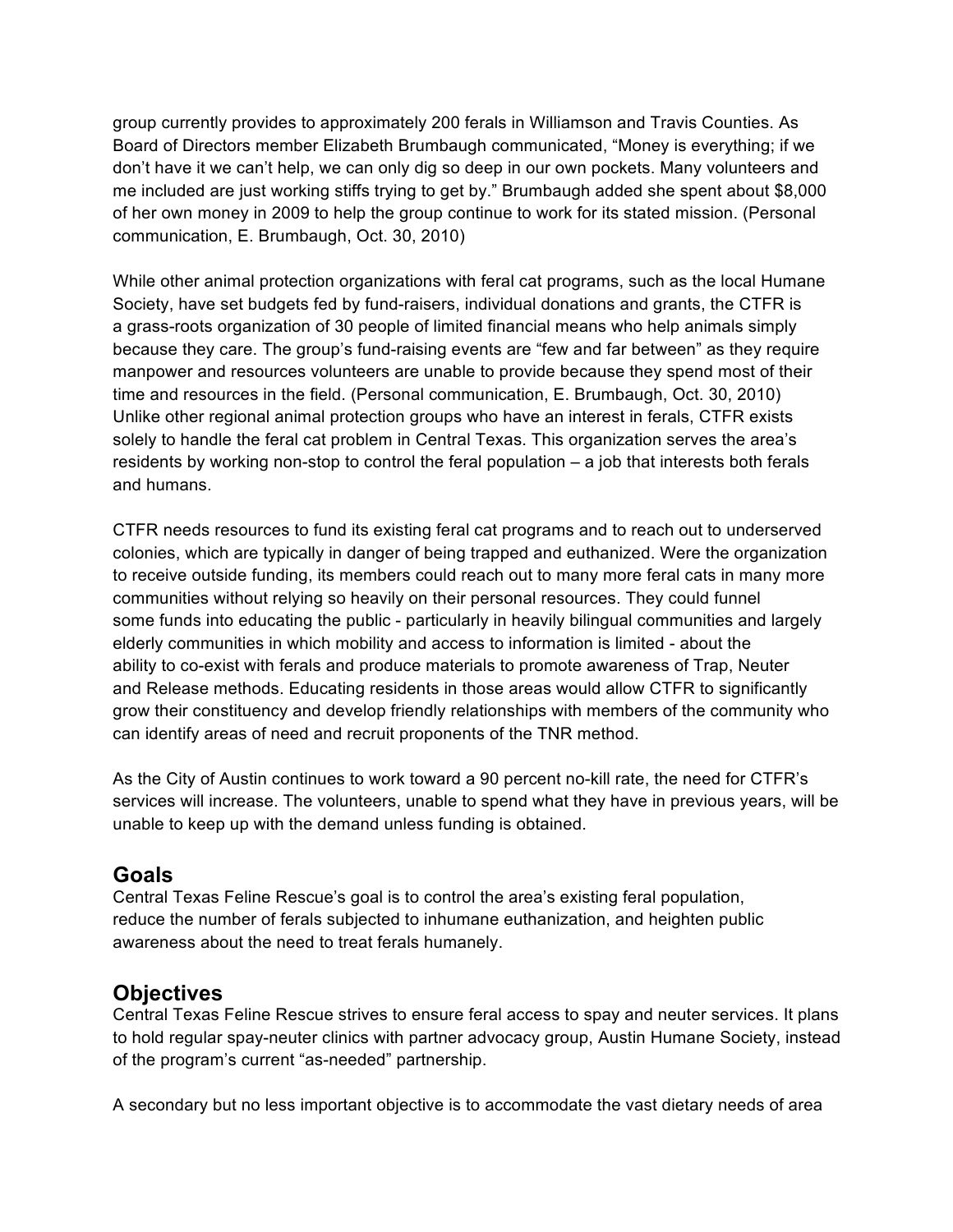group currently provides to approximately 200 ferals in Williamson and Travis Counties. As Board of Directors member Elizabeth Brumbaugh communicated, “Money is everything; if we don’t have it we can’t help, we can only dig so deep in our own pockets. Many volunteers and me included are just working stiffs trying to get by.” Brumbaugh added she spent about $8,000 of her own money in 2009 to help the group continue to work for its stated mission. (Personal communication, E. Brumbaugh, Oct. 30, 2010)

While other animal protection organizations with feral cat programs, such as the local Humane Society, have set budgets fed by fund-raisers, individual donations and grants, the CTFR is a grass-roots organization of 30 people of limited financial means who help animals simply because they care. The group’s fund-raising events are “few and far between” as they require manpower and resources volunteers are unable to provide because they spend most of their time and resources in the field. (Personal communication, E. Brumbaugh, Oct. 30, 2010) Unlike other regional animal protection groups who have an interest in ferals, CTFR exists solely to handle the feral cat problem in Central Texas. This organization serves the area’s residents by working non-stop to control the feral population – a job that interests both ferals and humans.

CTFR needs resources to fund its existing feral cat programs and to reach out to underserved colonies, which are typically in danger of being trapped and euthanized. Were the organization to receive outside funding, its members could reach out to many more feral cats in many more communities without relying so heavily on their personal resources. They could funnel some funds into educating the public - particularly in heavily bilingual communities and largely elderly communities in which mobility and access to information is limited - about the ability to co-exist with ferals and produce materials to promote awareness of Trap, Neuter and Release methods. Educating residents in those areas would allow CTFR to significantly grow their constituency and develop friendly relationships with members of the community who can identify areas of need and recruit proponents of the TNR method.

As the City of Austin continues to work toward a 90 percent no-kill rate, the need for CTFR’s services will increase. The volunteers, unable to spend what they have in previous years, will be unable to keep up with the demand unless funding is obtained.

## Goals

Central Texas Feline Rescue’s goal is to control the area’s existing feral population, reduce the number of ferals subjected to inhumane euthanization, and heighten public awareness about the need to treat ferals humanely.

## Objectives

Central Texas Feline Rescue strives to ensure feral access to spay and neuter services. It plans to hold regular spay-neuter clinics with partner advocacy group, Austin Humane Society, instead of the program’s current “as-needed” partnership.

A secondary but no less important objective is to accommodate the vast dietary needs of area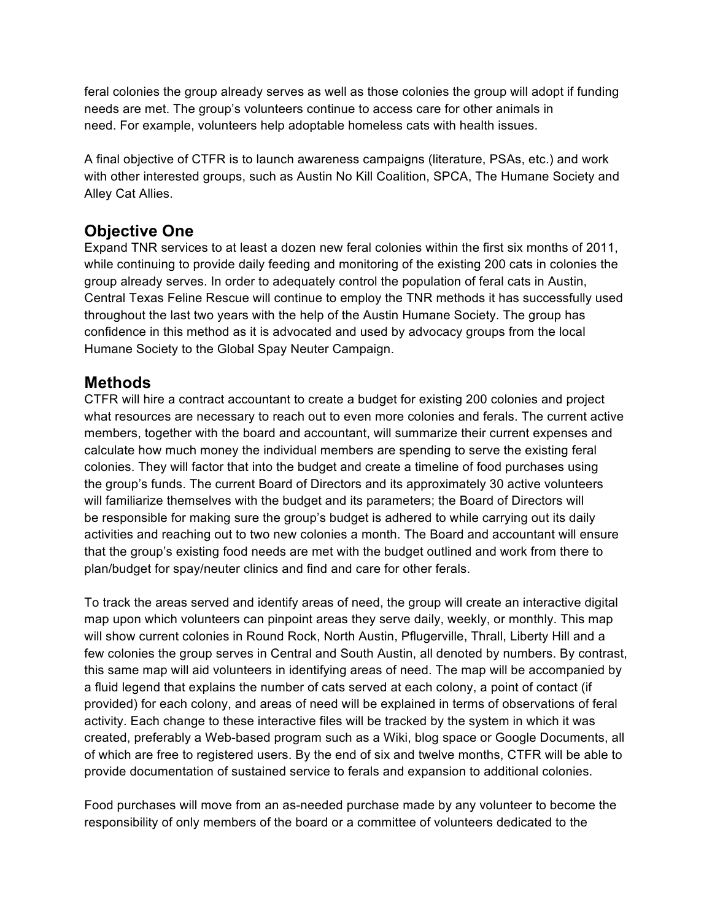feral colonies the group already serves as well as those colonies the group will adopt if funding needs are met. The group's volunteers continue to access care for other animals in need. For example, volunteers help adoptable homeless cats with health issues.

A final objective of CTFR is to launch awareness campaigns (literature, PSAs, etc.) and work with other interested groups, such as Austin No Kill Coalition, SPCA, The Humane Society and Alley Cat Allies.

## Objective One

Expand TNR services to at least a dozen new feral colonies within the first six months of 2011, while continuing to provide daily feeding and monitoring of the existing 200 cats in colonies the group already serves. In order to adequately control the population of feral cats in Austin, Central Texas Feline Rescue will continue to employ the TNR methods it has successfully used throughout the last two years with the help of the Austin Humane Society. The group has confidence in this method as it is advocated and used by advocacy groups from the local Humane Society to the Global Spay Neuter Campaign.

## Methods

CTFR will hire a contract accountant to create a budget for existing 200 colonies and project what resources are necessary to reach out to even more colonies and ferals. The current active members, together with the board and accountant, will summarize their current expenses and calculate how much money the individual members are spending to serve the existing feral colonies. They will factor that into the budget and create a timeline of food purchases using the group's funds. The current Board of Directors and its approximately 30 active volunteers will familiarize themselves with the budget and its parameters; the Board of Directors will be responsible for making sure the group's budget is adhered to while carrying out its daily activities and reaching out to two new colonies a month. The Board and accountant will ensure that the group's existing food needs are met with the budget outlined and work from there to plan/budget for spay/neuter clinics and find and care for other ferals.

To track the areas served and identify areas of need, the group will create an interactive digital map upon which volunteers can pinpoint areas they serve daily, weekly, or monthly. This map will show current colonies in Round Rock, North Austin, Pflugerville, Thrall, Liberty Hill and a few colonies the group serves in Central and South Austin, all denoted by numbers. By contrast, this same map will aid volunteers in identifying areas of need. The map will be accompanied by a fluid legend that explains the number of cats served at each colony, a point of contact (if provided) for each colony, and areas of need will be explained in terms of observations of feral activity. Each change to these interactive files will be tracked by the system in which it was created, preferably a Web-based program such as a Wiki, blog space or Google Documents, all of which are free to registered users. By the end of six and twelve months, CTFR will be able to provide documentation of sustained service to ferals and expansion to additional colonies.

Food purchases will move from an as-needed purchase made by any volunteer to become the responsibility of only members of the board or a committee of volunteers dedicated to the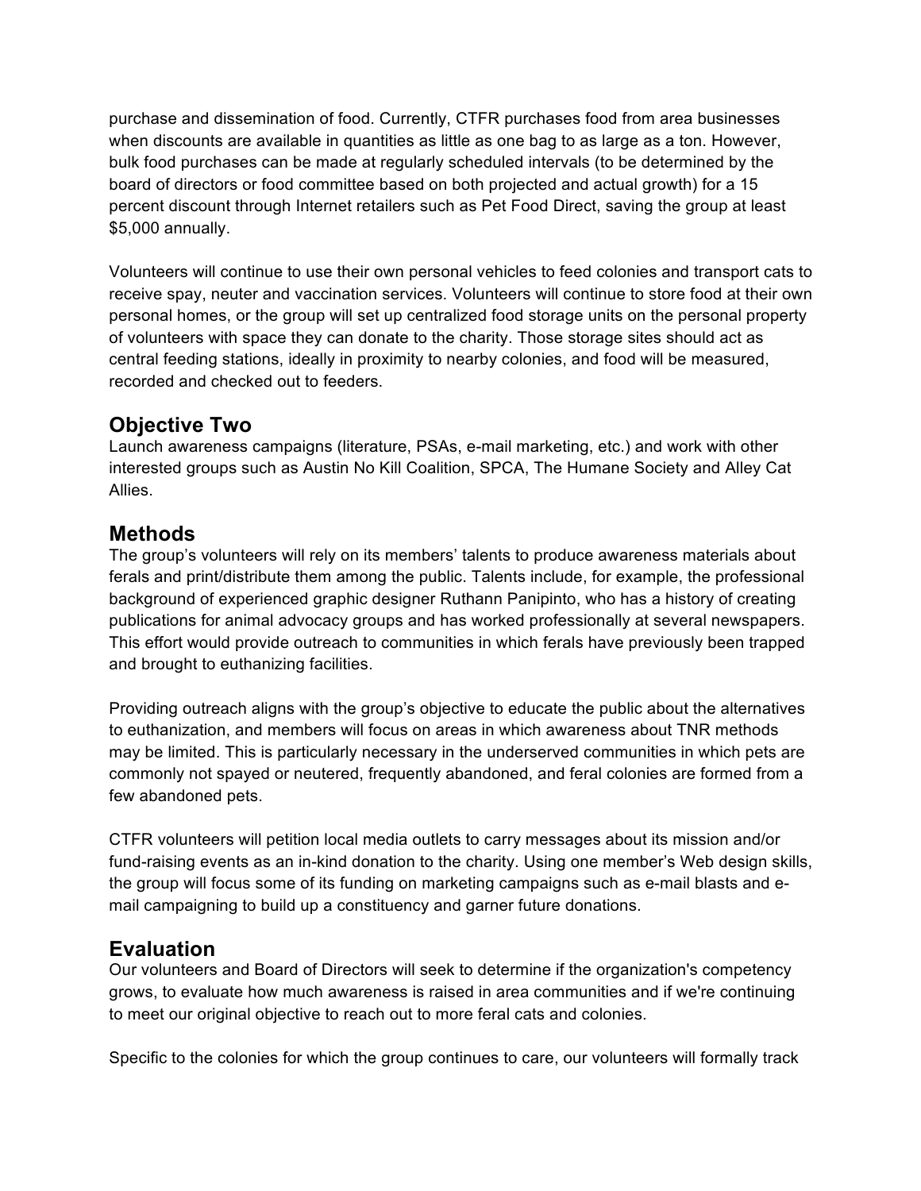purchase and dissemination of food. Currently, CTFR purchases food from area businesses when discounts are available in quantities as little as one bag to as large as a ton. However, bulk food purchases can be made at regularly scheduled intervals (to be determined by the board of directors or food committee based on both projected and actual growth) for a 15 percent discount through Internet retailers such as Pet Food Direct, saving the group at least $5,000 annually.

Volunteers will continue to use their own personal vehicles to feed colonies and transport cats to receive spay, neuter and vaccination services. Volunteers will continue to store food at their own personal homes, or the group will set up centralized food storage units on the personal property of volunteers with space they can donate to the charity. Those storage sites should act as central feeding stations, ideally in proximity to nearby colonies, and food will be measured, recorded and checked out to feeders.

## Objective Two

Launch awareness campaigns (literature, PSAs, e-mail marketing, etc.) and work with other interested groups such as Austin No Kill Coalition, SPCA, The Humane Society and Alley Cat Allies.

## Methods

The group's volunteers will rely on its members' talents to produce awareness materials about ferals and print/distribute them among the public. Talents include, for example, the professional background of experienced graphic designer Ruthann Panipinto, who has a history of creating publications for animal advocacy groups and has worked professionally at several newspapers. This effort would provide outreach to communities in which ferals have previously been trapped and brought to euthanizing facilities.

Providing outreach aligns with the group's objective to educate the public about the alternatives to euthanization, and members will focus on areas in which awareness about TNR methods may be limited. This is particularly necessary in the underserved communities in which pets are commonly not spayed or neutered, frequently abandoned, and feral colonies are formed from a few abandoned pets.

CTFR volunteers will petition local media outlets to carry messages about its mission and/or fund-raising events as an in-kind donation to the charity. Using one member's Web design skills, the group will focus some of its funding on marketing campaigns such as e-mail blasts and e-mail campaigning to build up a constituency and garner future donations.

## Evaluation

Our volunteers and Board of Directors will seek to determine if the organization's competency grows, to evaluate how much awareness is raised in area communities and if we're continuing to meet our original objective to reach out to more feral cats and colonies.

Specific to the colonies for which the group continues to care, our volunteers will formally track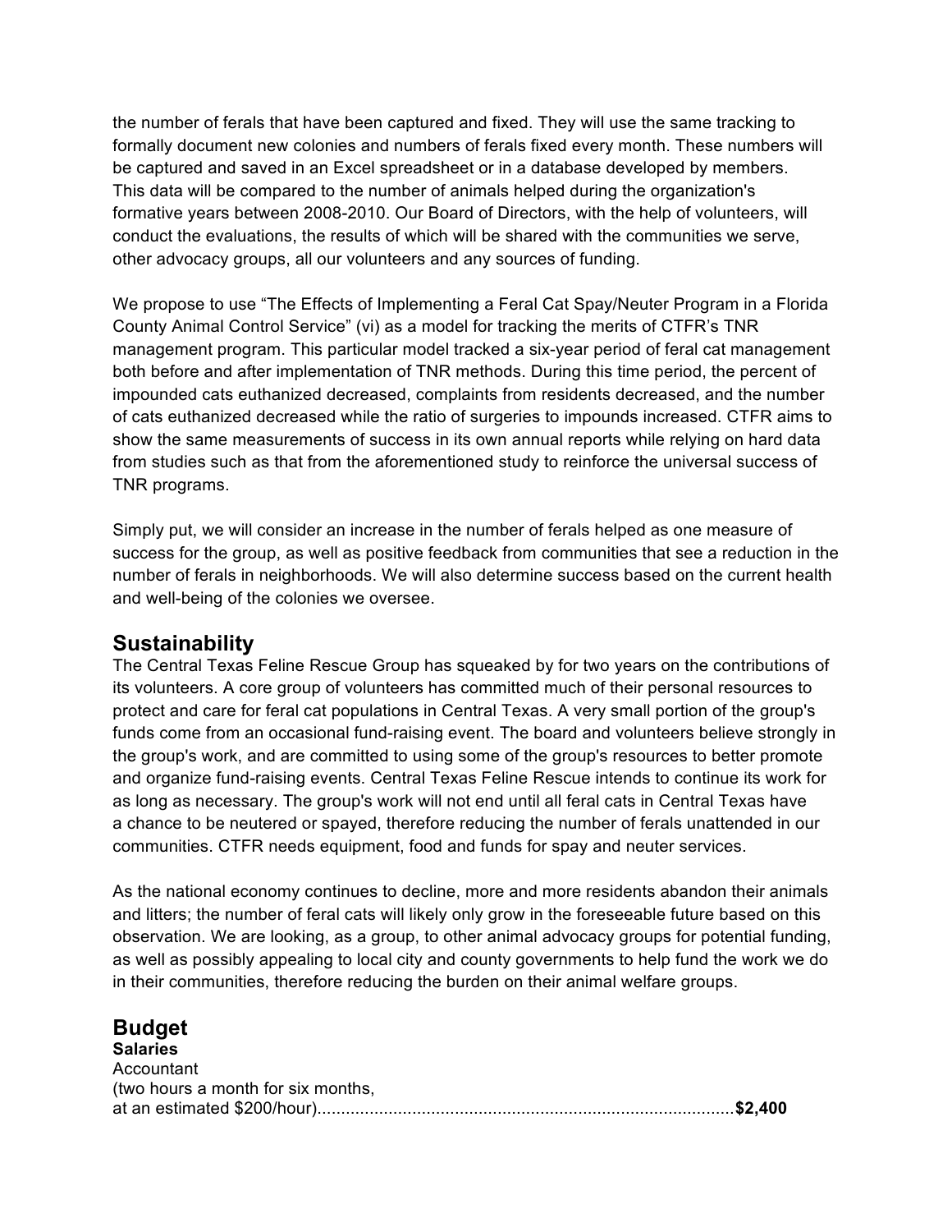the number of ferals that have been captured and fixed. They will use the same tracking to formally document new colonies and numbers of ferals fixed every month. These numbers will be captured and saved in an Excel spreadsheet or in a database developed by members. This data will be compared to the number of animals helped during the organization's formative years between 2008-2010. Our Board of Directors, with the help of volunteers, will conduct the evaluations, the results of which will be shared with the communities we serve, other advocacy groups, all our volunteers and any sources of funding.

We propose to use "The Effects of Implementing a Feral Cat Spay/Neuter Program in a Florida County Animal Control Service" (vi) as a model for tracking the merits of CTFR's TNR management program. This particular model tracked a six-year period of feral cat management both before and after implementation of TNR methods. During this time period, the percent of impounded cats euthanized decreased, complaints from residents decreased, and the number of cats euthanized decreased while the ratio of surgeries to impounds increased. CTFR aims to show the same measurements of success in its own annual reports while relying on hard data from studies such as that from the aforementioned study to reinforce the universal success of TNR programs.

Simply put, we will consider an increase in the number of ferals helped as one measure of success for the group, as well as positive feedback from communities that see a reduction in the number of ferals in neighborhoods. We will also determine success based on the current health and well-being of the colonies we oversee.

## Sustainability

The Central Texas Feline Rescue Group has squeaked by for two years on the contributions of its volunteers. A core group of volunteers has committed much of their personal resources to protect and care for feral cat populations in Central Texas. A very small portion of the group's funds come from an occasional fund-raising event. The board and volunteers believe strongly in the group's work, and are committed to using some of the group's resources to better promote and organize fund-raising events. Central Texas Feline Rescue intends to continue its work for as long as necessary. The group's work will not end until all feral cats in Central Texas have a chance to be neutered or spayed, therefore reducing the number of ferals unattended in our communities. CTFR needs equipment, food and funds for spay and neuter services.

As the national economy continues to decline, more and more residents abandon their animals and litters; the number of feral cats will likely only grow in the foreseeable future based on this observation. We are looking, as a group, to other animal advocacy groups for potential funding, as well as possibly appealing to local city and county governments to help fund the work we do in their communities, therefore reducing the burden on their animal welfare groups.

## Budget

**Salaries**

Accountant
(two hours a month for six months,
at an estimated $200/hour)........................................................................................**$2,400**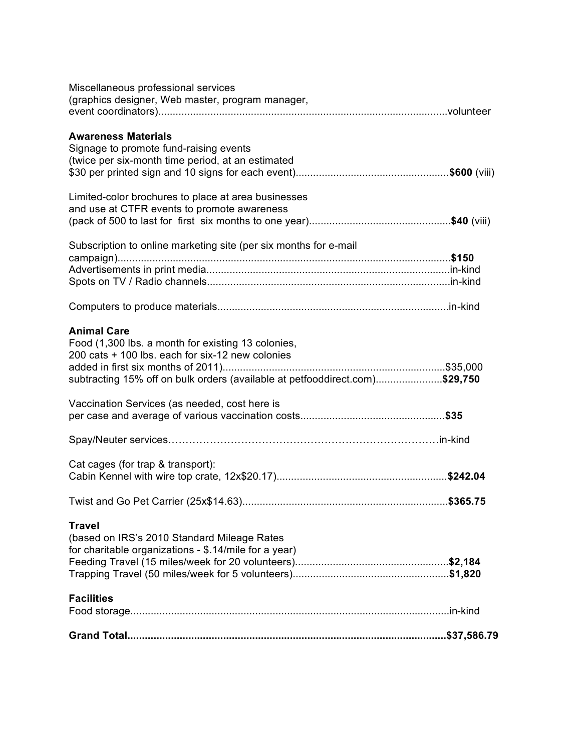Miscellaneous professional services
(graphics designer, Web master, program manager,
event coordinators)....................................................................................................volunteer

**Awareness Materials**

Signage to promote fund-raising events
(twice per six-month time period, at an estimated
$30 per printed sign and 10 signs for each event).....................................................**$600** (viii)

Limited-color brochures to place at area businesses
and use at CTFR events to promote awareness
(pack of 500 to last for first six months to one year)................................................**$40** (viii)

Subscription to online marketing site (per six months for e-mail
campaign)..................................................................................................................**$150**
Advertisements in print media....................................................................................in-kind
Spots on TV / Radio channels....................................................................................in-kind

Computers to produce materials................................................................................in-kind

**Animal Care**

Food (1,300 lbs. a month for existing 13 colonies,
200 cats + 100 lbs. each for six-12 new colonies
added in first six months of 2011).............................................................................$35,000
subtracting 15% off on bulk orders (available at petfooddirect.com).......................**$29,750**

Vaccination Services (as needed, cost here is
per case and average of various vaccination costs..................................................**$35**

Spay/Neuter services……………………………………………………………………in-kind

Cat cages (for trap & transport):
Cabin Kennel with wire top crate, 12x$20.17)...........................................................**$242.04**

Twist and Go Pet Carrier (25x$14.63).......................................................................**$365.75**

**Travel**

(based on IRS's 2010 Standard Mileage Rates
for charitable organizations - $.14/mile for a year)
Feeding Travel (15 miles/week for 20 volunteers).....................................................**$2,184**
Trapping Travel (50 miles/week for 5 volunteers)......................................................**$1,820**

**Facilities**

Food storage..............................................................................................................in-kind

**Grand Total.............................................................................................................$37,586.79**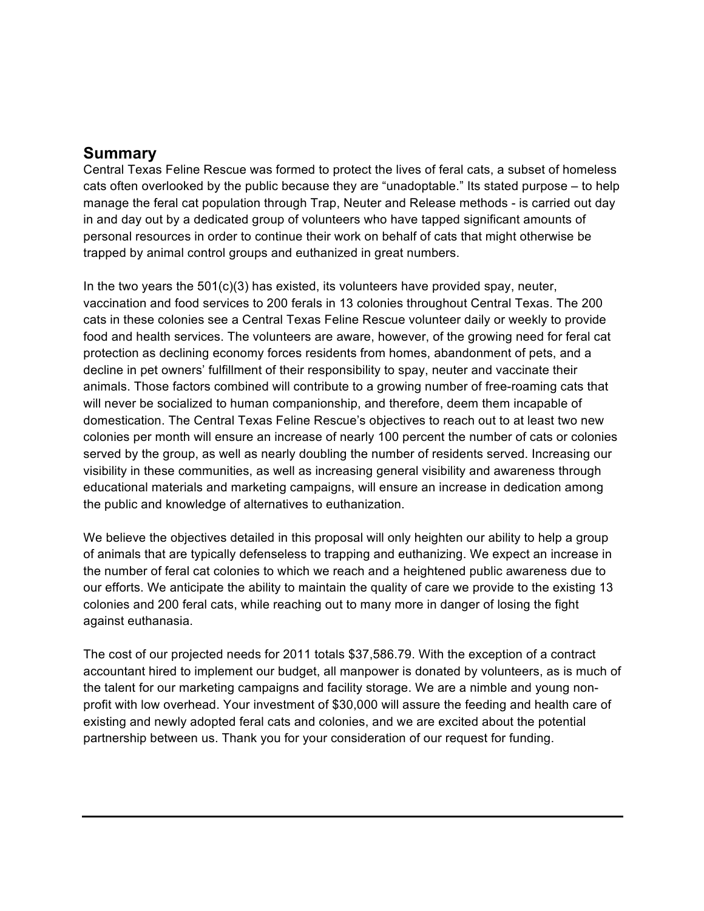## Summary

Central Texas Feline Rescue was formed to protect the lives of feral cats, a subset of homeless cats often overlooked by the public because they are "unadoptable." Its stated purpose – to help manage the feral cat population through Trap, Neuter and Release methods - is carried out day in and day out by a dedicated group of volunteers who have tapped significant amounts of personal resources in order to continue their work on behalf of cats that might otherwise be trapped by animal control groups and euthanized in great numbers.

In the two years the 501(c)(3) has existed, its volunteers have provided spay, neuter, vaccination and food services to 200 ferals in 13 colonies throughout Central Texas. The 200 cats in these colonies see a Central Texas Feline Rescue volunteer daily or weekly to provide food and health services. The volunteers are aware, however, of the growing need for feral cat protection as declining economy forces residents from homes, abandonment of pets, and a decline in pet owners' fulfillment of their responsibility to spay, neuter and vaccinate their animals. Those factors combined will contribute to a growing number of free-roaming cats that will never be socialized to human companionship, and therefore, deem them incapable of domestication. The Central Texas Feline Rescue's objectives to reach out to at least two new colonies per month will ensure an increase of nearly 100 percent the number of cats or colonies served by the group, as well as nearly doubling the number of residents served. Increasing our visibility in these communities, as well as increasing general visibility and awareness through educational materials and marketing campaigns, will ensure an increase in dedication among the public and knowledge of alternatives to euthanization.

We believe the objectives detailed in this proposal will only heighten our ability to help a group of animals that are typically defenseless to trapping and euthanizing. We expect an increase in the number of feral cat colonies to which we reach and a heightened public awareness due to our efforts. We anticipate the ability to maintain the quality of care we provide to the existing 13 colonies and 200 feral cats, while reaching out to many more in danger of losing the fight against euthanasia.

The cost of our projected needs for 2011 totals $37,586.79. With the exception of a contract accountant hired to implement our budget, all manpower is donated by volunteers, as is much of the talent for our marketing campaigns and facility storage. We are a nimble and young non-profit with low overhead. Your investment of $30,000 will assure the feeding and health care of existing and newly adopted feral cats and colonies, and we are excited about the potential partnership between us. Thank you for your consideration of our request for funding.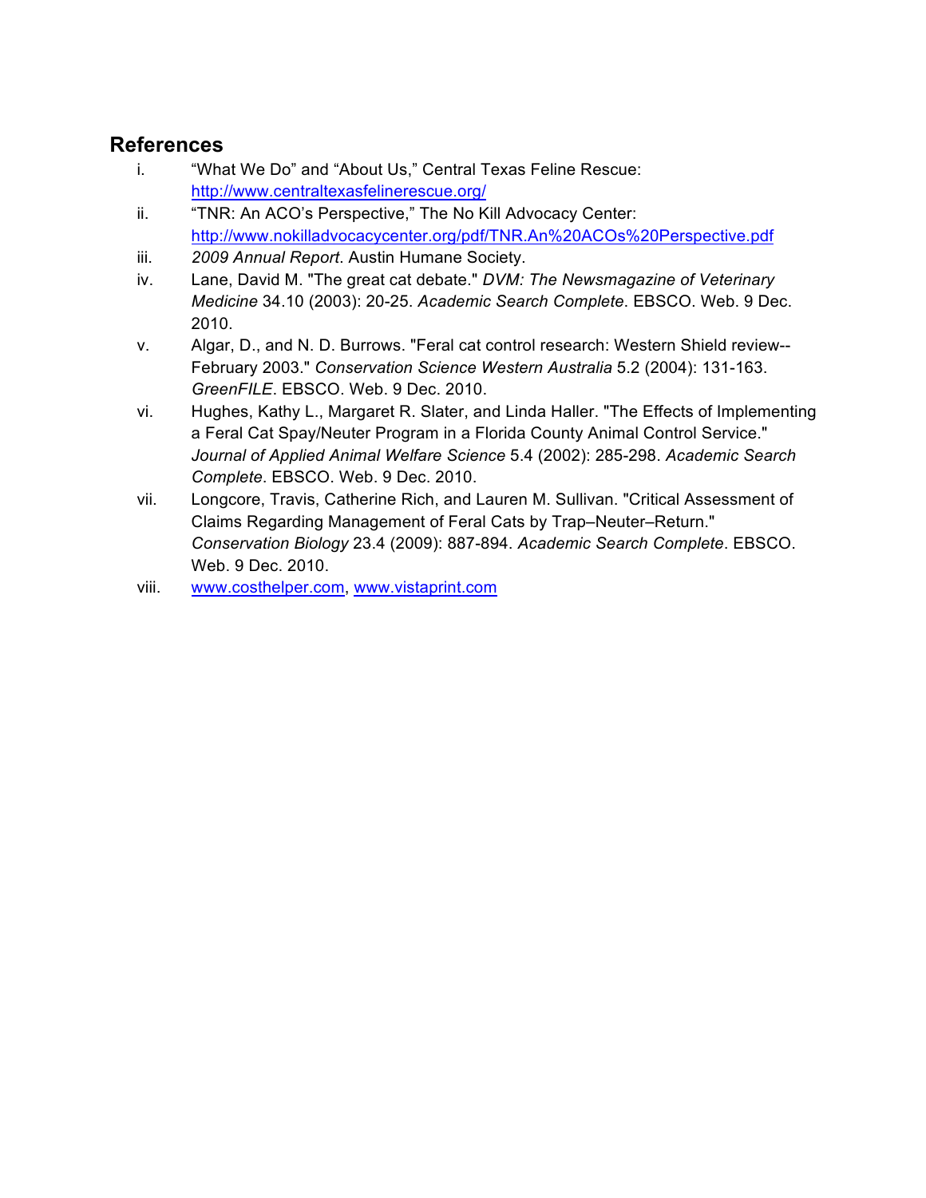## References

i. "What We Do" and "About Us," Central Texas Feline Rescue: http://www.centraltexasfelinerescue.org/

ii. "TNR: An ACO's Perspective," The No Kill Advocacy Center: http://www.nokilladvocacycenter.org/pdf/TNR.An%20ACOs%20Perspective.pdf

iii. *2009 Annual Report*. Austin Humane Society.

iv. Lane, David M. "The great cat debate." *DVM: The Newsmagazine of Veterinary Medicine* 34.10 (2003): 20-25. *Academic Search Complete*. EBSCO. Web. 9 Dec. 2010.

v. Algar, D., and N. D. Burrows. "Feral cat control research: Western Shield review--February 2003." *Conservation Science Western Australia* 5.2 (2004): 131-163. *GreenFILE*. EBSCO. Web. 9 Dec. 2010.

vi. Hughes, Kathy L., Margaret R. Slater, and Linda Haller. "The Effects of Implementing a Feral Cat Spay/Neuter Program in a Florida County Animal Control Service." *Journal of Applied Animal Welfare Science* 5.4 (2002): 285-298. *Academic Search Complete*. EBSCO. Web. 9 Dec. 2010.

vii. Longcore, Travis, Catherine Rich, and Lauren M. Sullivan. "Critical Assessment of Claims Regarding Management of Feral Cats by Trap–Neuter–Return." *Conservation Biology* 23.4 (2009): 887-894. *Academic Search Complete*. EBSCO. Web. 9 Dec. 2010.

viii. www.costhelper.com, www.vistaprint.com